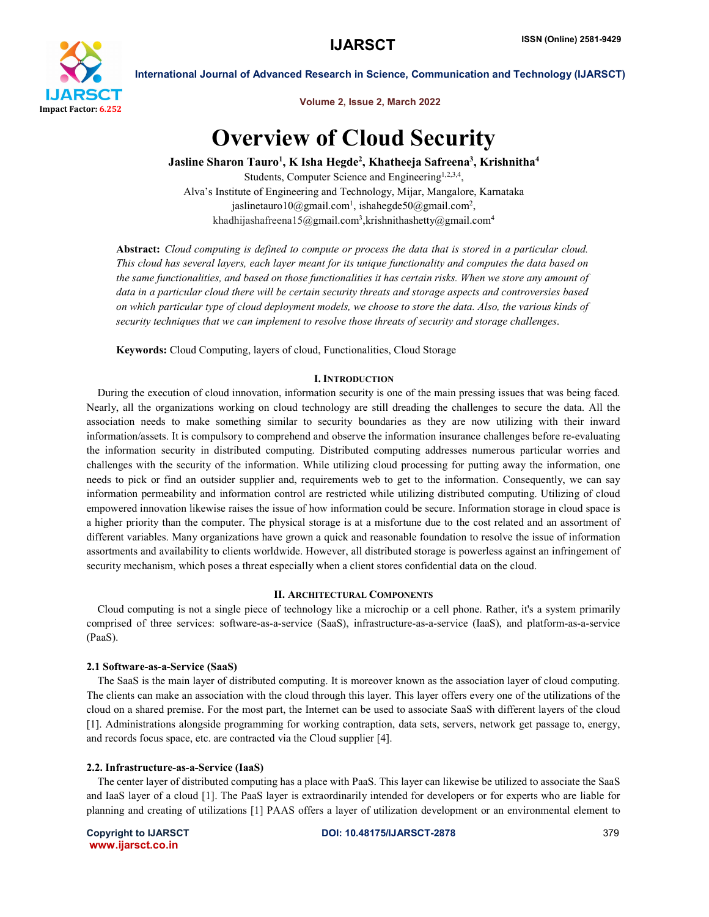# Overview of Cloud Security

**Jasline Sharon Tauro[1], K Isha Hegde[2], Khatheeja Safreena[3], Krishnitha[4]**

Students, Computer Science and Engineering[1,2,3,4],
Alva's Institute of Engineering and Technology, Mijar, Mangalore, Karnataka
jaslinetauro10@gmail.com[1], ishahegde50@gmail.com[2],
khadhijashafreena15@gmail.com[3],krishnithashetty@gmail.com[4]

**Abstract:** *Cloud computing is defined to compute or process the data that is stored in a particular cloud. This cloud has several layers, each layer meant for its unique functionality and computes the data based on the same functionalities, and based on those functionalities it has certain risks. When we store any amount of data in a particular cloud there will be certain security threats and storage aspects and controversies based on which particular type of cloud deployment models, we choose to store the data. Also, the various kinds of security techniques that we can implement to resolve those threats of security and storage challenges.*

**Keywords:** Cloud Computing, layers of cloud, Functionalities, Cloud Storage

## I. Introduction

During the execution of cloud innovation, information security is one of the main pressing issues that was being faced. Nearly, all the organizations working on cloud technology are still dreading the challenges to secure the data. All the association needs to make something similar to security boundaries as they are now utilizing with their inward information/assets. It is compulsory to comprehend and observe the information insurance challenges before re-evaluating the information security in distributed computing. Distributed computing addresses numerous particular worries and challenges with the security of the information. While utilizing cloud processing for putting away the information, one needs to pick or find an outsider supplier and, requirements web to get to the information. Consequently, we can say information permeability and information control are restricted while utilizing distributed computing. Utilizing of cloud empowered innovation likewise raises the issue of how information could be secure. Information storage in cloud space is a higher priority than the computer. The physical storage is at a misfortune due to the cost related and an assortment of different variables. Many organizations have grown a quick and reasonable foundation to resolve the issue of information assortments and availability to clients worldwide. However, all distributed storage is powerless against an infringement of security mechanism, which poses a threat especially when a client stores confidential data on the cloud.

## II. Architectural Components

Cloud computing is not a single piece of technology like a microchip or a cell phone. Rather, it's a system primarily comprised of three services: software-as-a-service (SaaS), infrastructure-as-a-service (IaaS), and platform-as-a-service (PaaS).

### 2.1 Software-as-a-Service (SaaS)

The SaaS is the main layer of distributed computing. It is moreover known as the association layer of cloud computing. The clients can make an association with the cloud through this layer. This layer offers every one of the utilizations of the cloud on a shared premise. For the most part, the Internet can be used to associate SaaS with different layers of the cloud [1]. Administrations alongside programming for working contraption, data sets, servers, network get passage to, energy, and records focus space, etc. are contracted via the Cloud supplier [4].

### 2.2. Infrastructure-as-a-Service (IaaS)

The center layer of distributed computing has a place with PaaS. This layer can likewise be utilized to associate the SaaS and IaaS layer of a cloud [1]. The PaaS layer is extraordinarily intended for developers or for experts who are liable for planning and creating of utilizations [1] PAAS offers a layer of utilization development or an environmental element to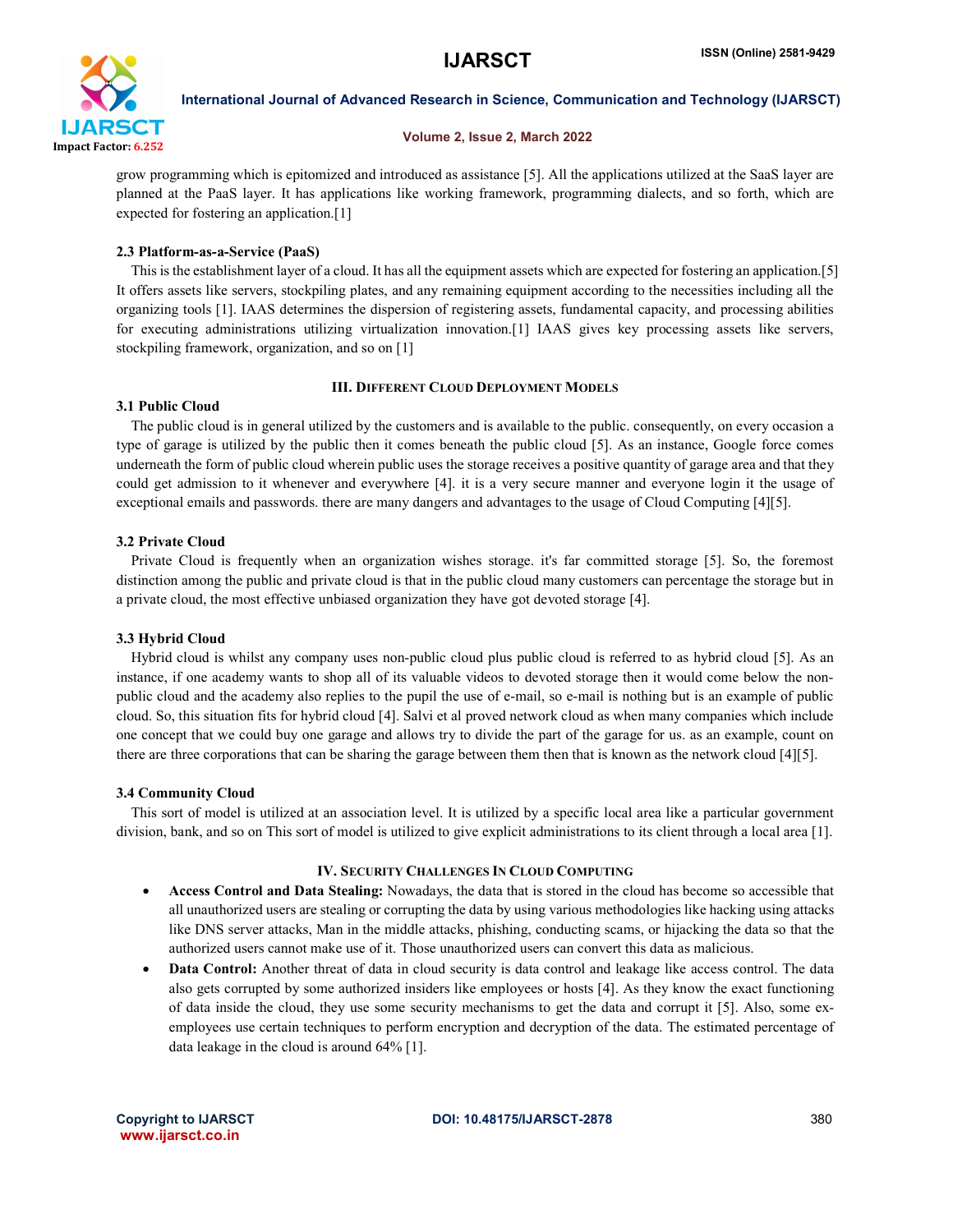grow programming which is epitomized and introduced as assistance [5]. All the applications utilized at the SaaS layer are planned at the PaaS layer. It has applications like working framework, programming dialects, and so forth, which are expected for fostering an application.[1]

### 2.3 Platform-as-a-Service (PaaS)

This is the establishment layer of a cloud. It has all the equipment assets which are expected for fostering an application.[5] It offers assets like servers, stockpiling plates, and any remaining equipment according to the necessities including all the organizing tools [1]. IAAS determines the dispersion of registering assets, fundamental capacity, and processing abilities for executing administrations utilizing virtualization innovation.[1] IAAS gives key processing assets like servers, stockpiling framework, organization, and so on [1]

## III. Different Cloud Deployment Models

### 3.1 Public Cloud

The public cloud is in general utilized by the customers and is available to the public. consequently, on every occasion a type of garage is utilized by the public then it comes beneath the public cloud [5]. As an instance, Google force comes underneath the form of public cloud wherein public uses the storage receives a positive quantity of garage area and that they could get admission to it whenever and everywhere [4]. it is a very secure manner and everyone login it the usage of exceptional emails and passwords. there are many dangers and advantages to the usage of Cloud Computing [4][5].

### 3.2 Private Cloud

Private Cloud is frequently when an organization wishes storage. it's far committed storage [5]. So, the foremost distinction among the public and private cloud is that in the public cloud many customers can percentage the storage but in a private cloud, the most effective unbiased organization they have got devoted storage [4].

### 3.3 Hybrid Cloud

Hybrid cloud is whilst any company uses non-public cloud plus public cloud is referred to as hybrid cloud [5]. As an instance, if one academy wants to shop all of its valuable videos to devoted storage then it would come below the non-public cloud and the academy also replies to the pupil the use of e-mail, so e-mail is nothing but is an example of public cloud. So, this situation fits for hybrid cloud [4]. Salvi et al proved network cloud as when many companies which include one concept that we could buy one garage and allows try to divide the part of the garage for us. as an example, count on there are three corporations that can be sharing the garage between them then that is known as the network cloud [4][5].

### 3.4 Community Cloud

This sort of model is utilized at an association level. It is utilized by a specific local area like a particular government division, bank, and so on This sort of model is utilized to give explicit administrations to its client through a local area [1].

## IV. Security Challenges In Cloud Computing

- **Access Control and Data Stealing:** Nowadays, the data that is stored in the cloud has become so accessible that all unauthorized users are stealing or corrupting the data by using various methodologies like hacking using attacks like DNS server attacks, Man in the middle attacks, phishing, conducting scams, or hijacking the data so that the authorized users cannot make use of it. Those unauthorized users can convert this data as malicious.
- **Data Control:** Another threat of data in cloud security is data control and leakage like access control. The data also gets corrupted by some authorized insiders like employees or hosts [4]. As they know the exact functioning of data inside the cloud, they use some security mechanisms to get the data and corrupt it [5]. Also, some ex-employees use certain techniques to perform encryption and decryption of the data. The estimated percentage of data leakage in the cloud is around 64% [1].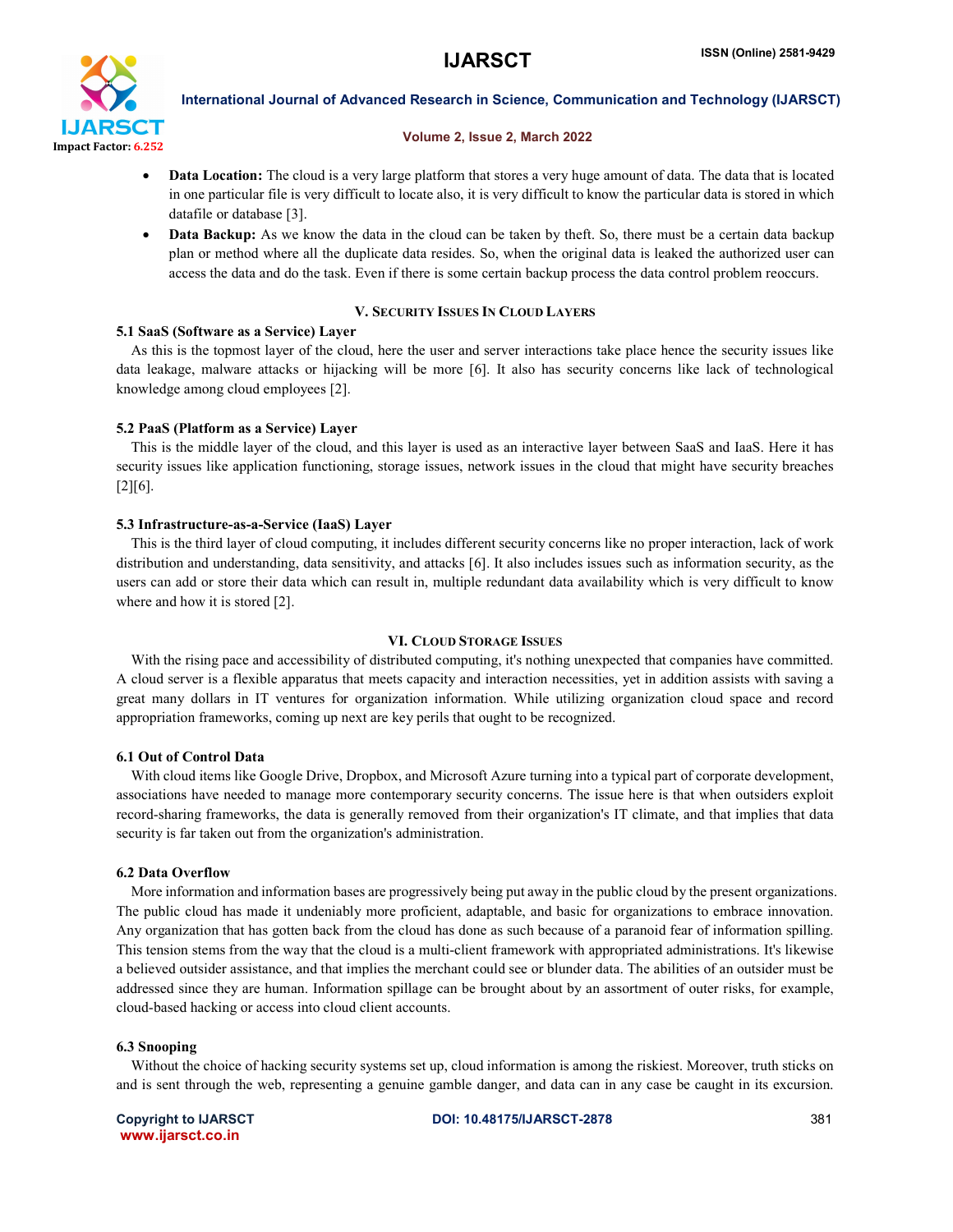- **Data Location:** The cloud is a very large platform that stores a very huge amount of data. The data that is located in one particular file is very difficult to locate also, it is very difficult to know the particular data is stored in which datafile or database [3].
- **Data Backup:** As we know the data in the cloud can be taken by theft. So, there must be a certain data backup plan or method where all the duplicate data resides. So, when the original data is leaked the authorized user can access the data and do the task. Even if there is some certain backup process the data control problem reoccurs.

## V. Security Issues In Cloud Layers

### 5.1 SaaS (Software as a Service) Layer

As this is the topmost layer of the cloud, here the user and server interactions take place hence the security issues like data leakage, malware attacks or hijacking will be more [6]. It also has security concerns like lack of technological knowledge among cloud employees [2].

### 5.2 PaaS (Platform as a Service) Layer

This is the middle layer of the cloud, and this layer is used as an interactive layer between SaaS and IaaS. Here it has security issues like application functioning, storage issues, network issues in the cloud that might have security breaches [2][6].

### 5.3 Infrastructure-as-a-Service (IaaS) Layer

This is the third layer of cloud computing, it includes different security concerns like no proper interaction, lack of work distribution and understanding, data sensitivity, and attacks [6]. It also includes issues such as information security, as the users can add or store their data which can result in, multiple redundant data availability which is very difficult to know where and how it is stored [2].

## VI. Cloud Storage Issues

With the rising pace and accessibility of distributed computing, it's nothing unexpected that companies have committed. A cloud server is a flexible apparatus that meets capacity and interaction necessities, yet in addition assists with saving a great many dollars in IT ventures for organization information. While utilizing organization cloud space and record appropriation frameworks, coming up next are key perils that ought to be recognized.

### 6.1 Out of Control Data

With cloud items like Google Drive, Dropbox, and Microsoft Azure turning into a typical part of corporate development, associations have needed to manage more contemporary security concerns. The issue here is that when outsiders exploit record-sharing frameworks, the data is generally removed from their organization's IT climate, and that implies that data security is far taken out from the organization's administration.

### 6.2 Data Overflow

More information and information bases are progressively being put away in the public cloud by the present organizations. The public cloud has made it undeniably more proficient, adaptable, and basic for organizations to embrace innovation. Any organization that has gotten back from the cloud has done as such because of a paranoid fear of information spilling. This tension stems from the way that the cloud is a multi-client framework with appropriated administrations. It's likewise a believed outsider assistance, and that implies the merchant could see or blunder data. The abilities of an outsider must be addressed since they are human. Information spillage can be brought about by an assortment of outer risks, for example, cloud-based hacking or access into cloud client accounts.

### 6.3 Snooping

Without the choice of hacking security systems set up, cloud information is among the riskiest. Moreover, truth sticks on and is sent through the web, representing a genuine gamble danger, and data can in any case be caught in its excursion.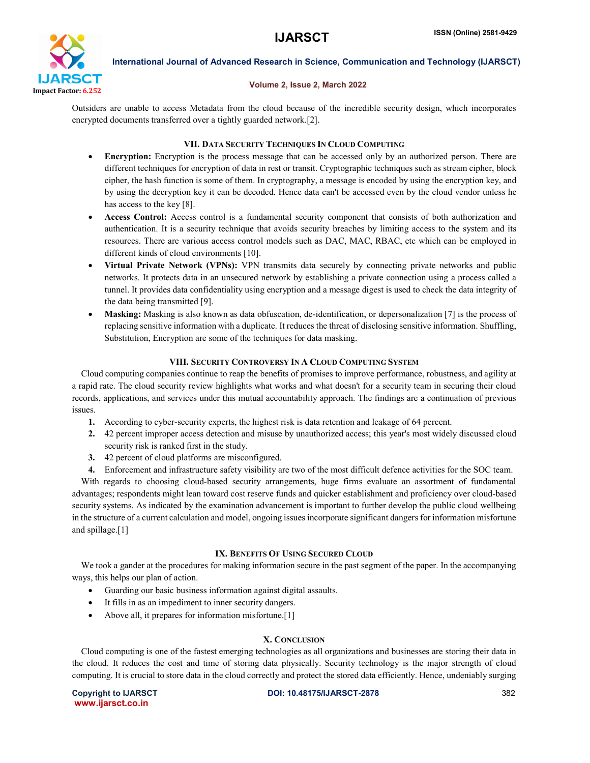Outsiders are unable to access Metadata from the cloud because of the incredible security design, which incorporates encrypted documents transferred over a tightly guarded network.[2].

## VII. Data Security Techniques In Cloud Computing

- **Encryption:** Encryption is the process message that can be accessed only by an authorized person. There are different techniques for encryption of data in rest or transit. Cryptographic techniques such as stream cipher, block cipher, the hash function is some of them. In cryptography, a message is encoded by using the encryption key, and by using the decryption key it can be decoded. Hence data can't be accessed even by the cloud vendor unless he has access to the key [8].
- **Access Control:** Access control is a fundamental security component that consists of both authorization and authentication. It is a security technique that avoids security breaches by limiting access to the system and its resources. There are various access control models such as DAC, MAC, RBAC, etc which can be employed in different kinds of cloud environments [10].
- **Virtual Private Network (VPNs):** VPN transmits data securely by connecting private networks and public networks. It protects data in an unsecured network by establishing a private connection using a process called a tunnel. It provides data confidentiality using encryption and a message digest is used to check the data integrity of the data being transmitted [9].
- **Masking:** Masking is also known as data obfuscation, de-identification, or depersonalization [7] is the process of replacing sensitive information with a duplicate. It reduces the threat of disclosing sensitive information. Shuffling, Substitution, Encryption are some of the techniques for data masking.

## VIII. Security Controversy In A Cloud Computing System

Cloud computing companies continue to reap the benefits of promises to improve performance, robustness, and agility at a rapid rate. The cloud security review highlights what works and what doesn't for a security team in securing their cloud records, applications, and services under this mutual accountability approach. The findings are a continuation of previous issues.

1. According to cyber-security experts, the highest risk is data retention and leakage of 64 percent.
2. 42 percent improper access detection and misuse by unauthorized access; this year's most widely discussed cloud security risk is ranked first in the study.
3. 42 percent of cloud platforms are misconfigured.
4. Enforcement and infrastructure safety visibility are two of the most difficult defence activities for the SOC team.

With regards to choosing cloud-based security arrangements, huge firms evaluate an assortment of fundamental advantages; respondents might lean toward cost reserve funds and quicker establishment and proficiency over cloud-based security systems. As indicated by the examination advancement is important to further develop the public cloud wellbeing in the structure of a current calculation and model, ongoing issues incorporate significant dangers for information misfortune and spillage.[1]

## IX. Benefits Of Using Secured Cloud

We took a gander at the procedures for making information secure in the past segment of the paper. In the accompanying ways, this helps our plan of action.

- Guarding our basic business information against digital assaults.
- It fills in as an impediment to inner security dangers.
- Above all, it prepares for information misfortune.[1]

## X. Conclusion

Cloud computing is one of the fastest emerging technologies as all organizations and businesses are storing their data in the cloud. It reduces the cost and time of storing data physically. Security technology is the major strength of cloud computing. It is crucial to store data in the cloud correctly and protect the stored data efficiently. Hence, undeniably surging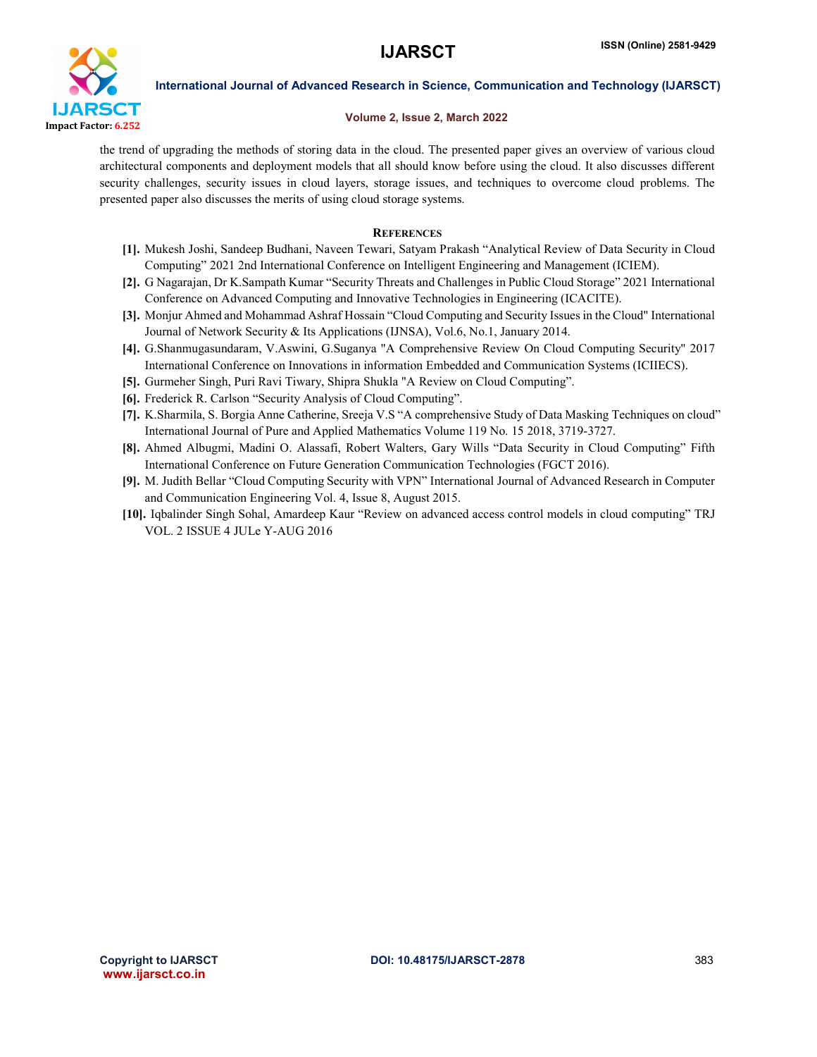the trend of upgrading the methods of storing data in the cloud. The presented paper gives an overview of various cloud architectural components and deployment models that all should know before using the cloud. It also discusses different security challenges, security issues in cloud layers, storage issues, and techniques to overcome cloud problems. The presented paper also discusses the merits of using cloud storage systems.

## References

**[1].** Mukesh Joshi, Sandeep Budhani, Naveen Tewari, Satyam Prakash "Analytical Review of Data Security in Cloud Computing" 2021 2nd International Conference on Intelligent Engineering and Management (ICIEM).

**[2].** G Nagarajan, Dr K.Sampath Kumar "Security Threats and Challenges in Public Cloud Storage" 2021 International Conference on Advanced Computing and Innovative Technologies in Engineering (ICACITE).

**[3].** Monjur Ahmed and Mohammad Ashraf Hossain "Cloud Computing and Security Issues in the Cloud" International Journal of Network Security & Its Applications (IJNSA), Vol.6, No.1, January 2014.

**[4].** G.Shanmugasundaram, V.Aswini, G.Suganya "A Comprehensive Review On Cloud Computing Security" 2017 International Conference on Innovations in information Embedded and Communication Systems (ICIIECS).

**[5].** Gurmeher Singh, Puri Ravi Tiwary, Shipra Shukla "A Review on Cloud Computing".

**[6].** Frederick R. Carlson "Security Analysis of Cloud Computing".

**[7].** K.Sharmila, S. Borgia Anne Catherine, Sreeja V.S "A comprehensive Study of Data Masking Techniques on cloud" International Journal of Pure and Applied Mathematics Volume 119 No. 15 2018, 3719-3727.

**[8].** Ahmed Albugmi, Madini O. Alassafi, Robert Walters, Gary Wills "Data Security in Cloud Computing" Fifth International Conference on Future Generation Communication Technologies (FGCT 2016).

**[9].** M. Judith Bellar "Cloud Computing Security with VPN" International Journal of Advanced Research in Computer and Communication Engineering Vol. 4, Issue 8, August 2015.

**[10].** Iqbalinder Singh Sohal, Amardeep Kaur "Review on advanced access control models in cloud computing" TRJ VOL. 2 ISSUE 4 JULe Y-AUG 2016